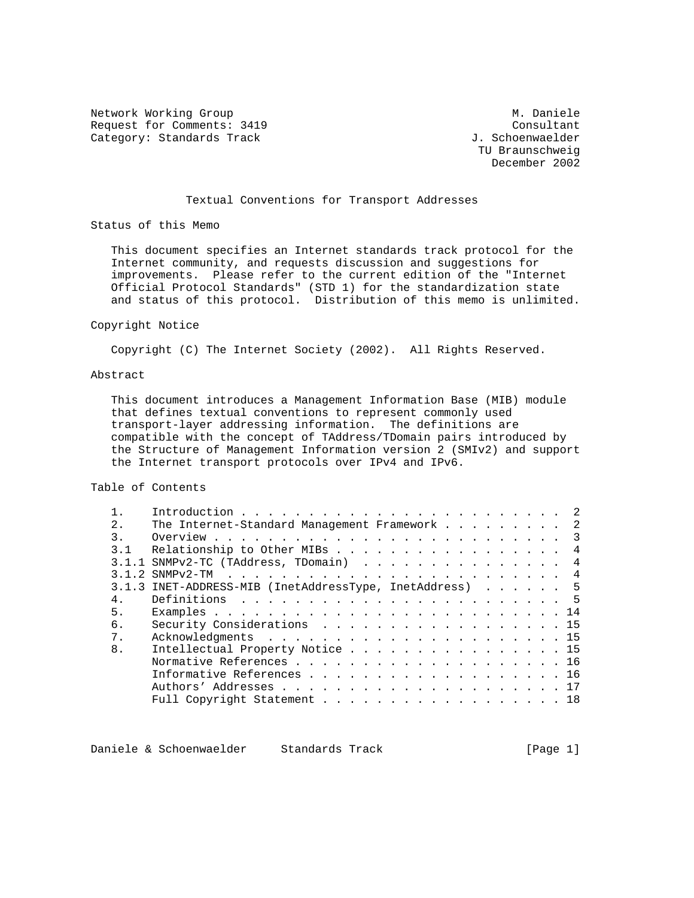Network Working Group M. Daniele
Request for Comments: 3419 Consultant
Category: Standards Track J. Schoenwaelder
TU Braunschweig
December 2002

# Textual Conventions for Transport Addresses

## Status of this Memo

This document specifies an Internet standards track protocol for the Internet community, and requests discussion and suggestions for improvements. Please refer to the current edition of the "Internet Official Protocol Standards" (STD 1) for the standardization state and status of this protocol. Distribution of this memo is unlimited.

## Copyright Notice

Copyright (C) The Internet Society (2002). All Rights Reserved.

## Abstract

This document introduces a Management Information Base (MIB) module that defines textual conventions to represent commonly used transport-layer addressing information. The definitions are compatible with the concept of TAddress/TDomain pairs introduced by the Structure of Management Information version 2 (SMIv2) and support the Internet transport protocols over IPv4 and IPv6.

## Table of Contents

```
1.    Introduction . . . . . . . . . . . . . . . . . . . . . . . .  2
2.    The Internet-Standard Management Framework . . . . . . . . .  2
3.    Overview . . . . . . . . . . . . . . . . . . . . . . . . . .  3
3.1   Relationship to Other MIBs . . . . . . . . . . . . . . . . .  4
3.1.1 SNMPv2-TC (TAddress, TDomain)  . . . . . . . . . . . . . . .  4
3.1.2 SNMPv2-TM  . . . . . . . . . . . . . . . . . . . . . . . . .  4
3.1.3 INET-ADDRESS-MIB (InetAddressType, InetAddress)  . . . . . .  5
4.    Definitions  . . . . . . . . . . . . . . . . . . . . . . . .  5
5.    Examples . . . . . . . . . . . . . . . . . . . . . . . . . . 14
6.    Security Considerations  . . . . . . . . . . . . . . . . . . 15
7.    Acknowledgments  . . . . . . . . . . . . . . . . . . . . . . 15
8.    Intellectual Property Notice . . . . . . . . . . . . . . . . 15
      Normative References . . . . . . . . . . . . . . . . . . . . 16
      Informative References . . . . . . . . . . . . . . . . . . . 16
      Authors' Addresses . . . . . . . . . . . . . . . . . . . . . 17
      Full Copyright Statement . . . . . . . . . . . . . . . . . . 18
```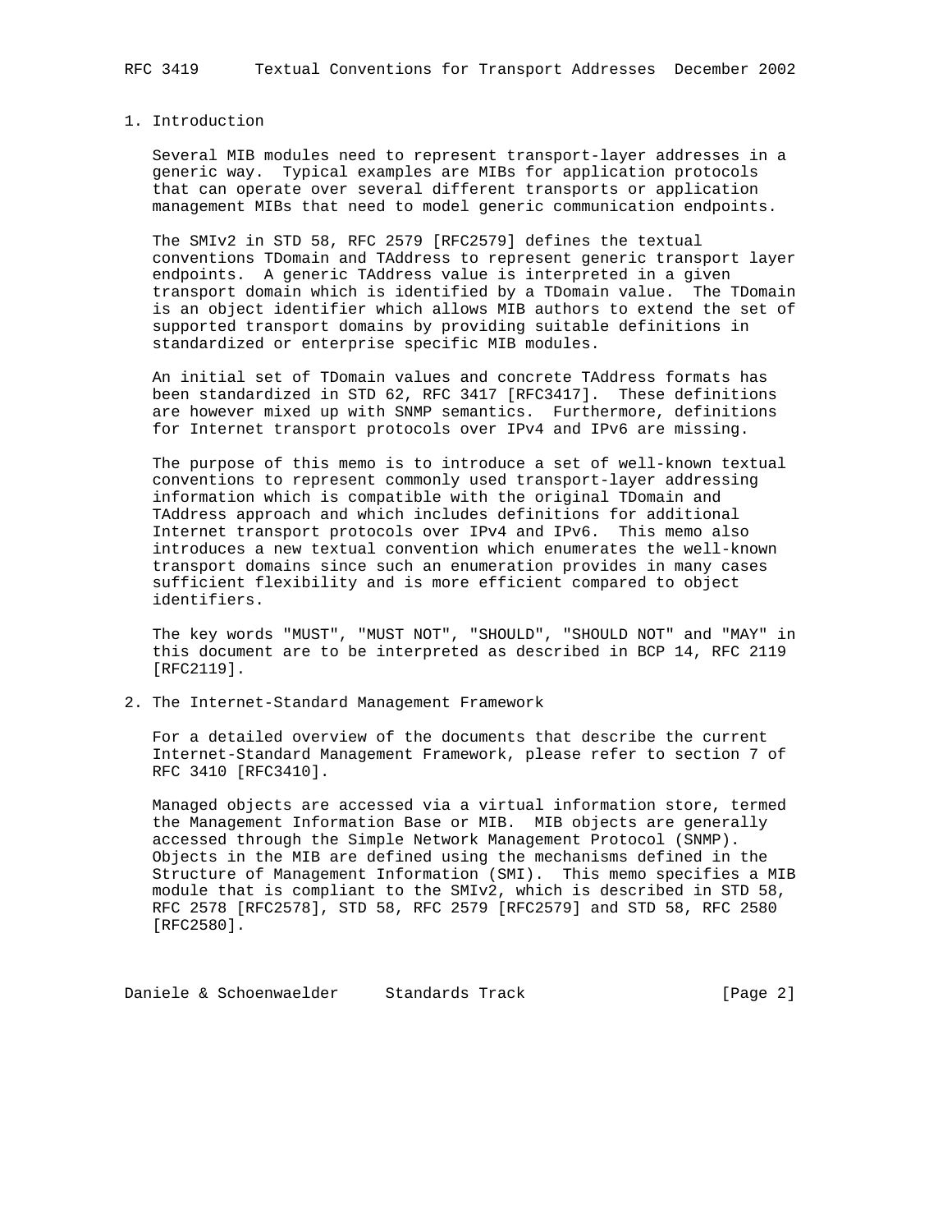## 1. Introduction

Several MIB modules need to represent transport-layer addresses in a generic way. Typical examples are MIBs for application protocols that can operate over several different transports or application management MIBs that need to model generic communication endpoints.

The SMIv2 in STD 58, RFC 2579 [RFC2579] defines the textual conventions TDomain and TAddress to represent generic transport layer endpoints. A generic TAddress value is interpreted in a given transport domain which is identified by a TDomain value. The TDomain is an object identifier which allows MIB authors to extend the set of supported transport domains by providing suitable definitions in standardized or enterprise specific MIB modules.

An initial set of TDomain values and concrete TAddress formats has been standardized in STD 62, RFC 3417 [RFC3417]. These definitions are however mixed up with SNMP semantics. Furthermore, definitions for Internet transport protocols over IPv4 and IPv6 are missing.

The purpose of this memo is to introduce a set of well-known textual conventions to represent commonly used transport-layer addressing information which is compatible with the original TDomain and TAddress approach and which includes definitions for additional Internet transport protocols over IPv4 and IPv6. This memo also introduces a new textual convention which enumerates the well-known transport domains since such an enumeration provides in many cases sufficient flexibility and is more efficient compared to object identifiers.

The key words "MUST", "MUST NOT", "SHOULD", "SHOULD NOT" and "MAY" in this document are to be interpreted as described in BCP 14, RFC 2119 [RFC2119].

## 2. The Internet-Standard Management Framework

For a detailed overview of the documents that describe the current Internet-Standard Management Framework, please refer to section 7 of RFC 3410 [RFC3410].

Managed objects are accessed via a virtual information store, termed the Management Information Base or MIB. MIB objects are generally accessed through the Simple Network Management Protocol (SNMP). Objects in the MIB are defined using the mechanisms defined in the Structure of Management Information (SMI). This memo specifies a MIB module that is compliant to the SMIv2, which is described in STD 58, RFC 2578 [RFC2578], STD 58, RFC 2579 [RFC2579] and STD 58, RFC 2580 [RFC2580].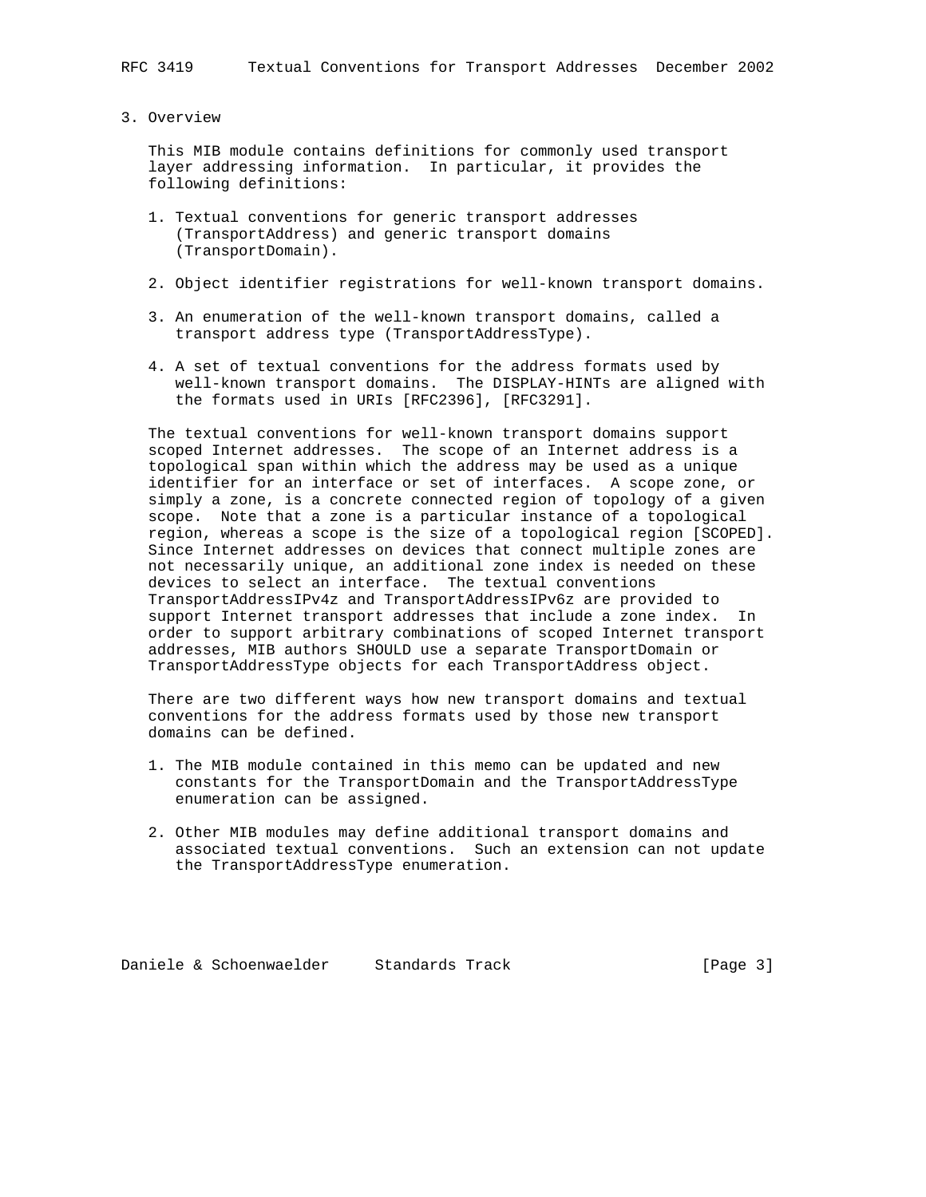## 3. Overview

This MIB module contains definitions for commonly used transport layer addressing information. In particular, it provides the following definitions:

1. Textual conventions for generic transport addresses (TransportAddress) and generic transport domains (TransportDomain).

2. Object identifier registrations for well-known transport domains.

3. An enumeration of the well-known transport domains, called a transport address type (TransportAddressType).

4. A set of textual conventions for the address formats used by well-known transport domains. The DISPLAY-HINTs are aligned with the formats used in URIs [RFC2396], [RFC3291].

The textual conventions for well-known transport domains support scoped Internet addresses. The scope of an Internet address is a topological span within which the address may be used as a unique identifier for an interface or set of interfaces. A scope zone, or simply a zone, is a concrete connected region of topology of a given scope. Note that a zone is a particular instance of a topological region, whereas a scope is the size of a topological region [SCOPED]. Since Internet addresses on devices that connect multiple zones are not necessarily unique, an additional zone index is needed on these devices to select an interface. The textual conventions TransportAddressIPv4z and TransportAddressIPv6z are provided to support Internet transport addresses that include a zone index. In order to support arbitrary combinations of scoped Internet transport addresses, MIB authors SHOULD use a separate TransportDomain or TransportAddressType objects for each TransportAddress object.

There are two different ways how new transport domains and textual conventions for the address formats used by those new transport domains can be defined.

1. The MIB module contained in this memo can be updated and new constants for the TransportDomain and the TransportAddressType enumeration can be assigned.

2. Other MIB modules may define additional transport domains and associated textual conventions. Such an extension can not update the TransportAddressType enumeration.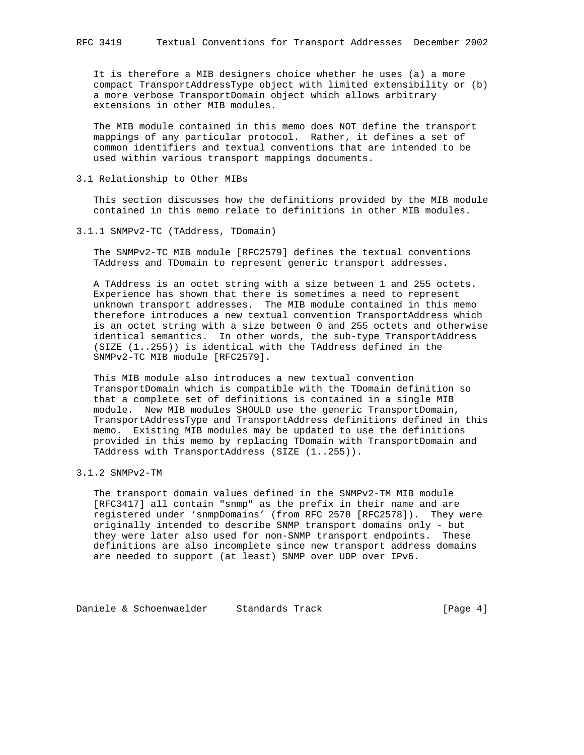It is therefore a MIB designers choice whether he uses (a) a more compact TransportAddressType object with limited extensibility or (b) a more verbose TransportDomain object which allows arbitrary extensions in other MIB modules.

The MIB module contained in this memo does NOT define the transport mappings of any particular protocol. Rather, it defines a set of common identifiers and textual conventions that are intended to be used within various transport mappings documents.

## 3.1 Relationship to Other MIBs

This section discusses how the definitions provided by the MIB module contained in this memo relate to definitions in other MIB modules.

### 3.1.1 SNMPv2-TC (TAddress, TDomain)

The SNMPv2-TC MIB module [RFC2579] defines the textual conventions TAddress and TDomain to represent generic transport addresses.

A TAddress is an octet string with a size between 1 and 255 octets. Experience has shown that there is sometimes a need to represent unknown transport addresses. The MIB module contained in this memo therefore introduces a new textual convention TransportAddress which is an octet string with a size between 0 and 255 octets and otherwise identical semantics. In other words, the sub-type TransportAddress (SIZE (1..255)) is identical with the TAddress defined in the SNMPv2-TC MIB module [RFC2579].

This MIB module also introduces a new textual convention TransportDomain which is compatible with the TDomain definition so that a complete set of definitions is contained in a single MIB module. New MIB modules SHOULD use the generic TransportDomain, TransportAddressType and TransportAddress definitions defined in this memo. Existing MIB modules may be updated to use the definitions provided in this memo by replacing TDomain with TransportDomain and TAddress with TransportAddress (SIZE (1..255)).

### 3.1.2 SNMPv2-TM

The transport domain values defined in the SNMPv2-TM MIB module [RFC3417] all contain "snmp" as the prefix in their name and are registered under ‘snmpDomains’ (from RFC 2578 [RFC2578]). They were originally intended to describe SNMP transport domains only - but they were later also used for non-SNMP transport endpoints. These definitions are also incomplete since new transport address domains are needed to support (at least) SNMP over UDP over IPv6.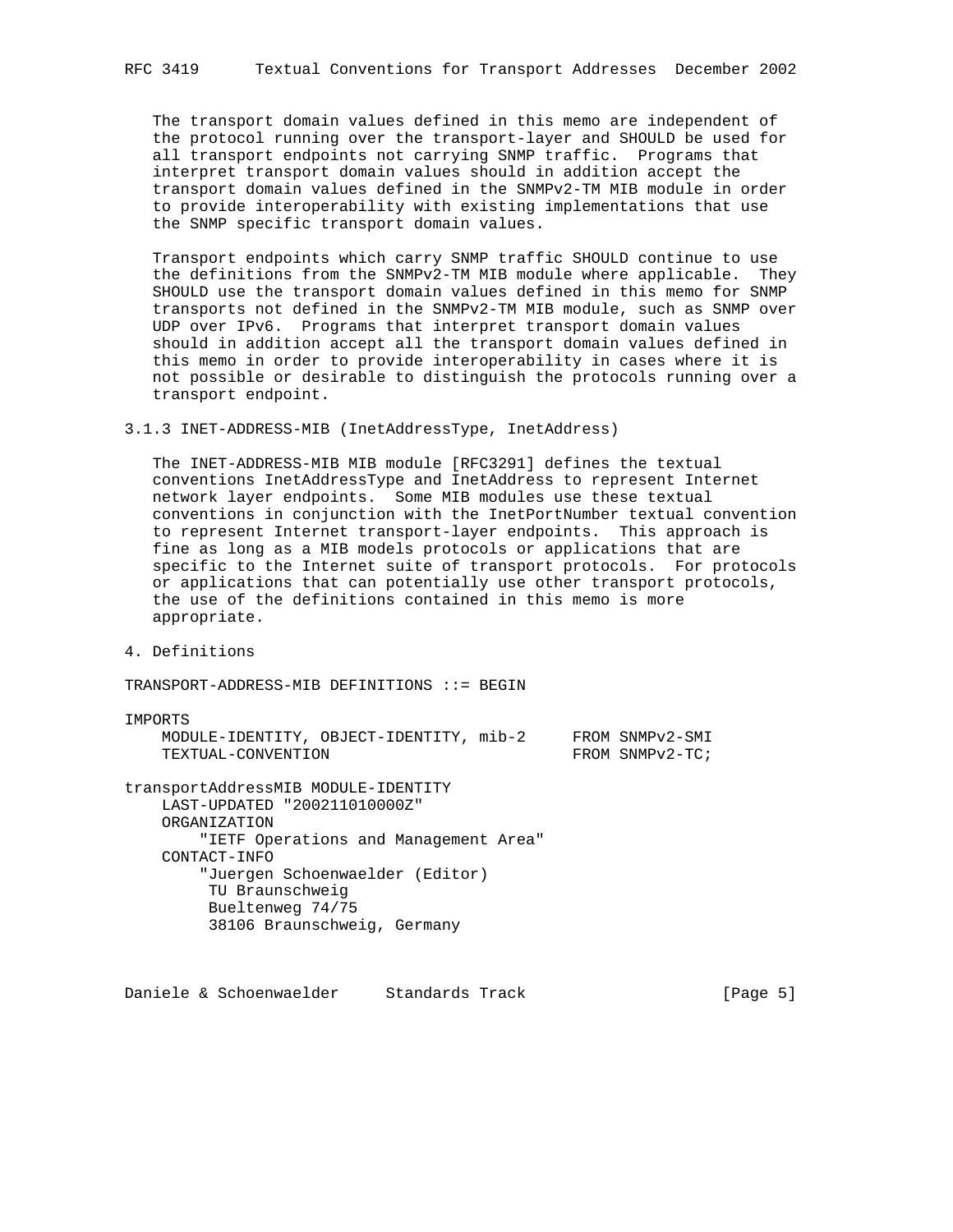The transport domain values defined in this memo are independent of the protocol running over the transport-layer and SHOULD be used for all transport endpoints not carrying SNMP traffic. Programs that interpret transport domain values should in addition accept the transport domain values defined in the SNMPv2-TM MIB module in order to provide interoperability with existing implementations that use the SNMP specific transport domain values.

Transport endpoints which carry SNMP traffic SHOULD continue to use the definitions from the SNMPv2-TM MIB module where applicable. They SHOULD use the transport domain values defined in this memo for SNMP transports not defined in the SNMPv2-TM MIB module, such as SNMP over UDP over IPv6. Programs that interpret transport domain values should in addition accept all the transport domain values defined in this memo in order to provide interoperability in cases where it is not possible or desirable to distinguish the protocols running over a transport endpoint.

### 3.1.3 INET-ADDRESS-MIB (InetAddressType, InetAddress)

The INET-ADDRESS-MIB MIB module [RFC3291] defines the textual conventions InetAddressType and InetAddress to represent Internet network layer endpoints. Some MIB modules use these textual conventions in conjunction with the InetPortNumber textual convention to represent Internet transport-layer endpoints. This approach is fine as long as a MIB models protocols or applications that are specific to the Internet suite of transport protocols. For protocols or applications that can potentially use other transport protocols, the use of the definitions contained in this memo is more appropriate.

## 4. Definitions

```
TRANSPORT-ADDRESS-MIB DEFINITIONS ::= BEGIN

IMPORTS
    MODULE-IDENTITY, OBJECT-IDENTITY, mib-2     FROM SNMPv2-SMI
    TEXTUAL-CONVENTION                          FROM SNMPv2-TC;

transportAddressMIB MODULE-IDENTITY
    LAST-UPDATED "200211010000Z"
    ORGANIZATION
        "IETF Operations and Management Area"
    CONTACT-INFO
        "Juergen Schoenwaelder (Editor)
         TU Braunschweig
         Bueltenweg 74/75
         38106 Braunschweig, Germany
```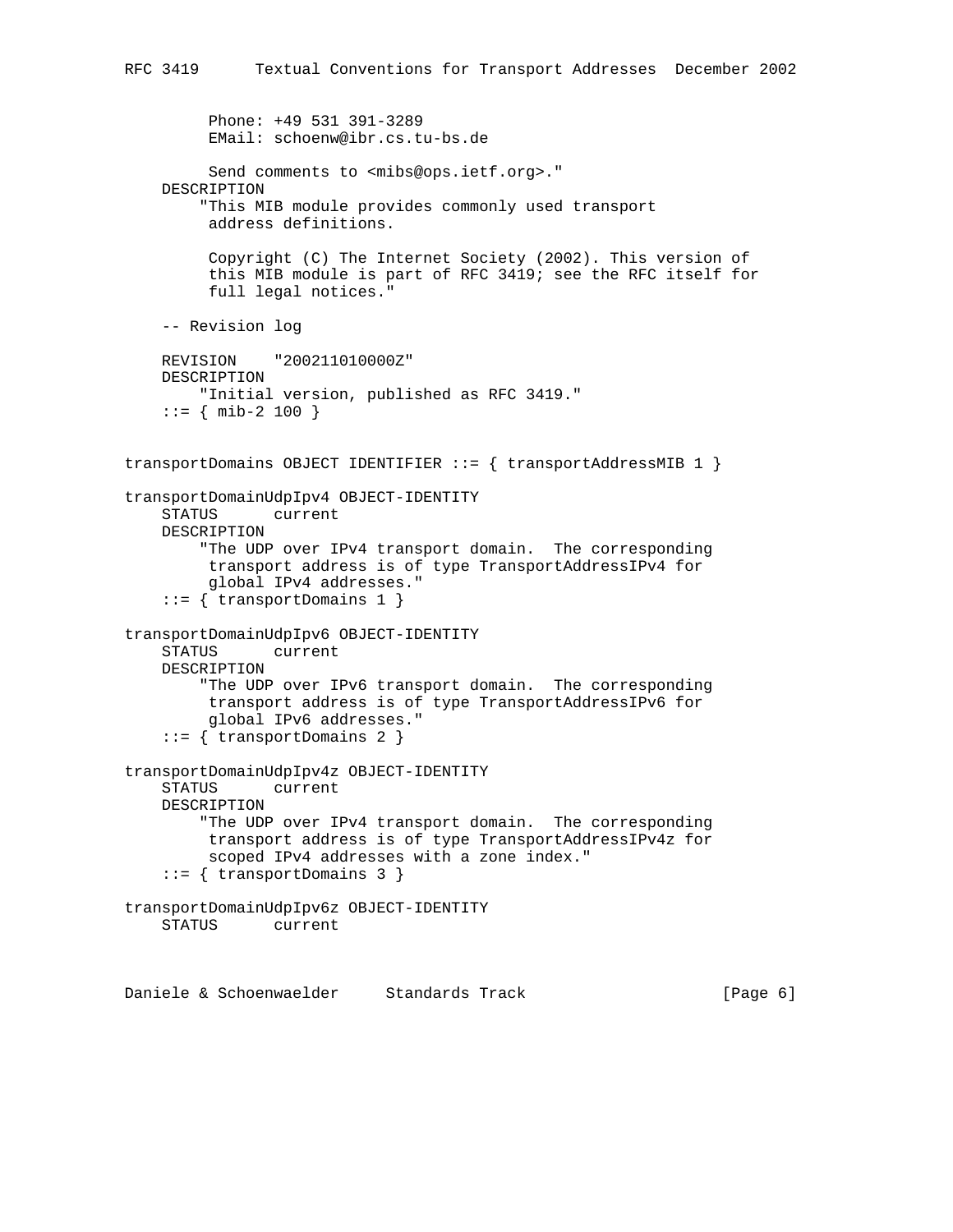```
          Phone: +49 531 391-3289
          EMail: schoenw@ibr.cs.tu-bs.de

          Send comments to <mibs@ops.ietf.org>."
    DESCRIPTION
        "This MIB module provides commonly used transport
         address definitions.

         Copyright (C) The Internet Society (2002). This version of
         this MIB module is part of RFC 3419; see the RFC itself for
         full legal notices."

    -- Revision log

    REVISION    "200211010000Z"
    DESCRIPTION
        "Initial version, published as RFC 3419."
    ::= { mib-2 100 }


transportDomains OBJECT IDENTIFIER ::= { transportAddressMIB 1 }

transportDomainUdpIpv4 OBJECT-IDENTITY
    STATUS      current
    DESCRIPTION
        "The UDP over IPv4 transport domain.  The corresponding
         transport address is of type TransportAddressIPv4 for
         global IPv4 addresses."
    ::= { transportDomains 1 }

transportDomainUdpIpv6 OBJECT-IDENTITY
    STATUS      current
    DESCRIPTION
        "The UDP over IPv6 transport domain.  The corresponding
         transport address is of type TransportAddressIPv6 for
         global IPv6 addresses."
    ::= { transportDomains 2 }

transportDomainUdpIpv4z OBJECT-IDENTITY
    STATUS      current
    DESCRIPTION
        "The UDP over IPv4 transport domain.  The corresponding
         transport address is of type TransportAddressIPv4z for
         scoped IPv4 addresses with a zone index."
    ::= { transportDomains 3 }

transportDomainUdpIpv6z OBJECT-IDENTITY
    STATUS      current
```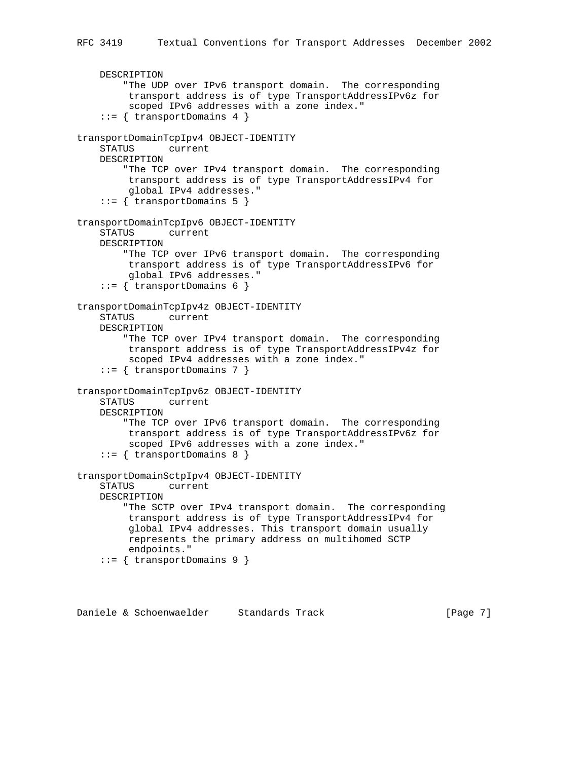```
    DESCRIPTION
        "The UDP over IPv6 transport domain.  The corresponding
         transport address is of type TransportAddressIPv6z for
         scoped IPv6 addresses with a zone index."
    ::= { transportDomains 4 }

transportDomainTcpIpv4 OBJECT-IDENTITY
    STATUS      current
    DESCRIPTION
        "The TCP over IPv4 transport domain.  The corresponding
         transport address is of type TransportAddressIPv4 for
         global IPv4 addresses."
    ::= { transportDomains 5 }

transportDomainTcpIpv6 OBJECT-IDENTITY
    STATUS      current
    DESCRIPTION
        "The TCP over IPv6 transport domain.  The corresponding
         transport address is of type TransportAddressIPv6 for
         global IPv6 addresses."
    ::= { transportDomains 6 }

transportDomainTcpIpv4z OBJECT-IDENTITY
    STATUS      current
    DESCRIPTION
        "The TCP over IPv4 transport domain.  The corresponding
         transport address is of type TransportAddressIPv4z for
         scoped IPv4 addresses with a zone index."
    ::= { transportDomains 7 }

transportDomainTcpIpv6z OBJECT-IDENTITY
    STATUS      current
    DESCRIPTION
        "The TCP over IPv6 transport domain.  The corresponding
         transport address is of type TransportAddressIPv6z for
         scoped IPv6 addresses with a zone index."
    ::= { transportDomains 8 }

transportDomainSctpIpv4 OBJECT-IDENTITY
    STATUS      current
    DESCRIPTION
        "The SCTP over IPv4 transport domain.  The corresponding
         transport address is of type TransportAddressIPv4 for
         global IPv4 addresses. This transport domain usually
         represents the primary address on multihomed SCTP
         endpoints."
    ::= { transportDomains 9 }
```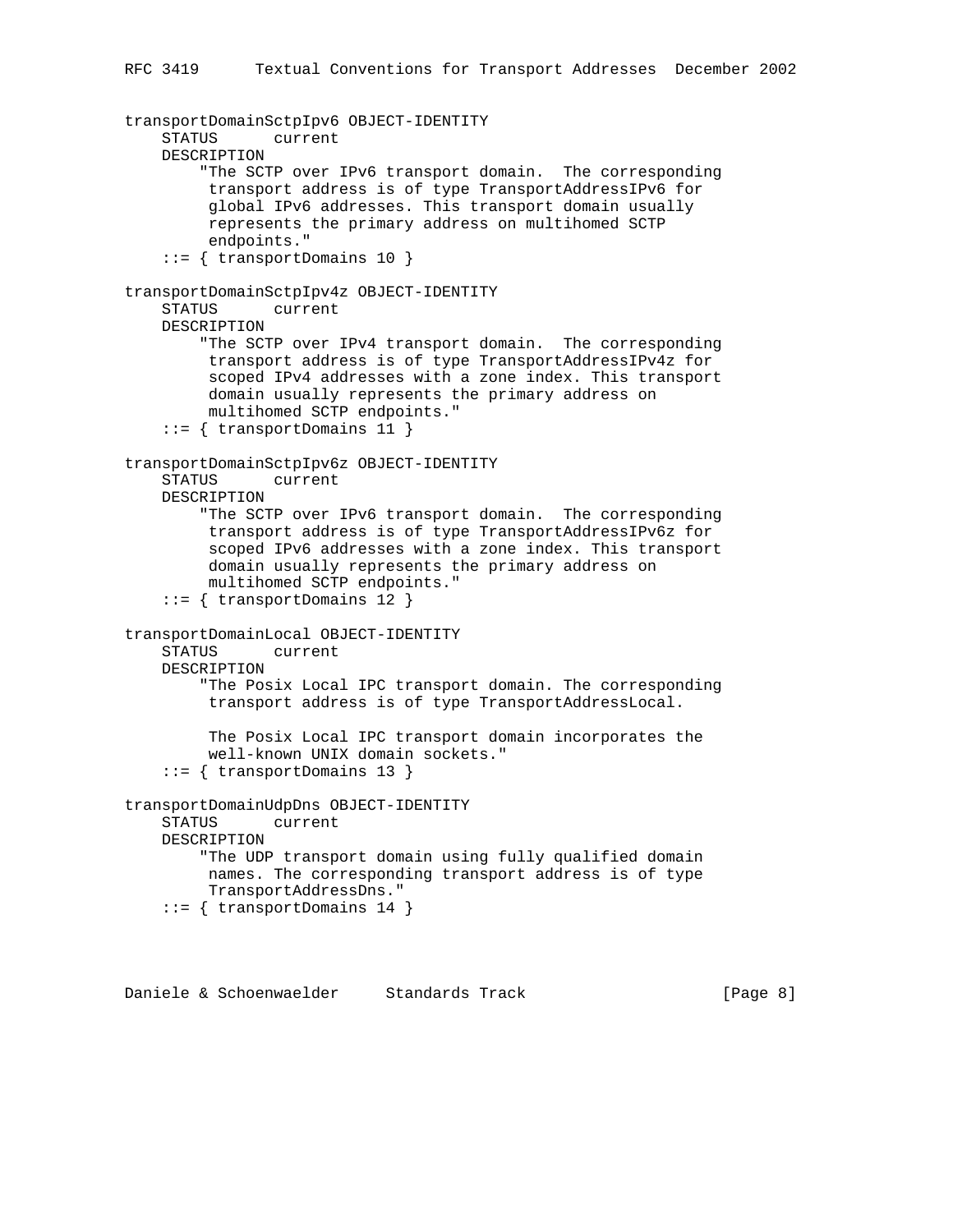```
transportDomainSctpIpv6 OBJECT-IDENTITY
    STATUS      current
    DESCRIPTION
        "The SCTP over IPv6 transport domain.  The corresponding
         transport address is of type TransportAddressIPv6 for
         global IPv6 addresses. This transport domain usually
         represents the primary address on multihomed SCTP
         endpoints."
    ::= { transportDomains 10 }

transportDomainSctpIpv4z OBJECT-IDENTITY
    STATUS      current
    DESCRIPTION
        "The SCTP over IPv4 transport domain.  The corresponding
         transport address is of type TransportAddressIPv4z for
         scoped IPv4 addresses with a zone index. This transport
         domain usually represents the primary address on
         multihomed SCTP endpoints."
    ::= { transportDomains 11 }

transportDomainSctpIpv6z OBJECT-IDENTITY
    STATUS      current
    DESCRIPTION
        "The SCTP over IPv6 transport domain.  The corresponding
         transport address is of type TransportAddressIPv6z for
         scoped IPv6 addresses with a zone index. This transport
         domain usually represents the primary address on
         multihomed SCTP endpoints."
    ::= { transportDomains 12 }

transportDomainLocal OBJECT-IDENTITY
    STATUS      current
    DESCRIPTION
        "The Posix Local IPC transport domain. The corresponding
         transport address is of type TransportAddressLocal.

         The Posix Local IPC transport domain incorporates the
         well-known UNIX domain sockets."
    ::= { transportDomains 13 }

transportDomainUdpDns OBJECT-IDENTITY
    STATUS      current
    DESCRIPTION
        "The UDP transport domain using fully qualified domain
         names. The corresponding transport address is of type
         TransportAddressDns."
    ::= { transportDomains 14 }
```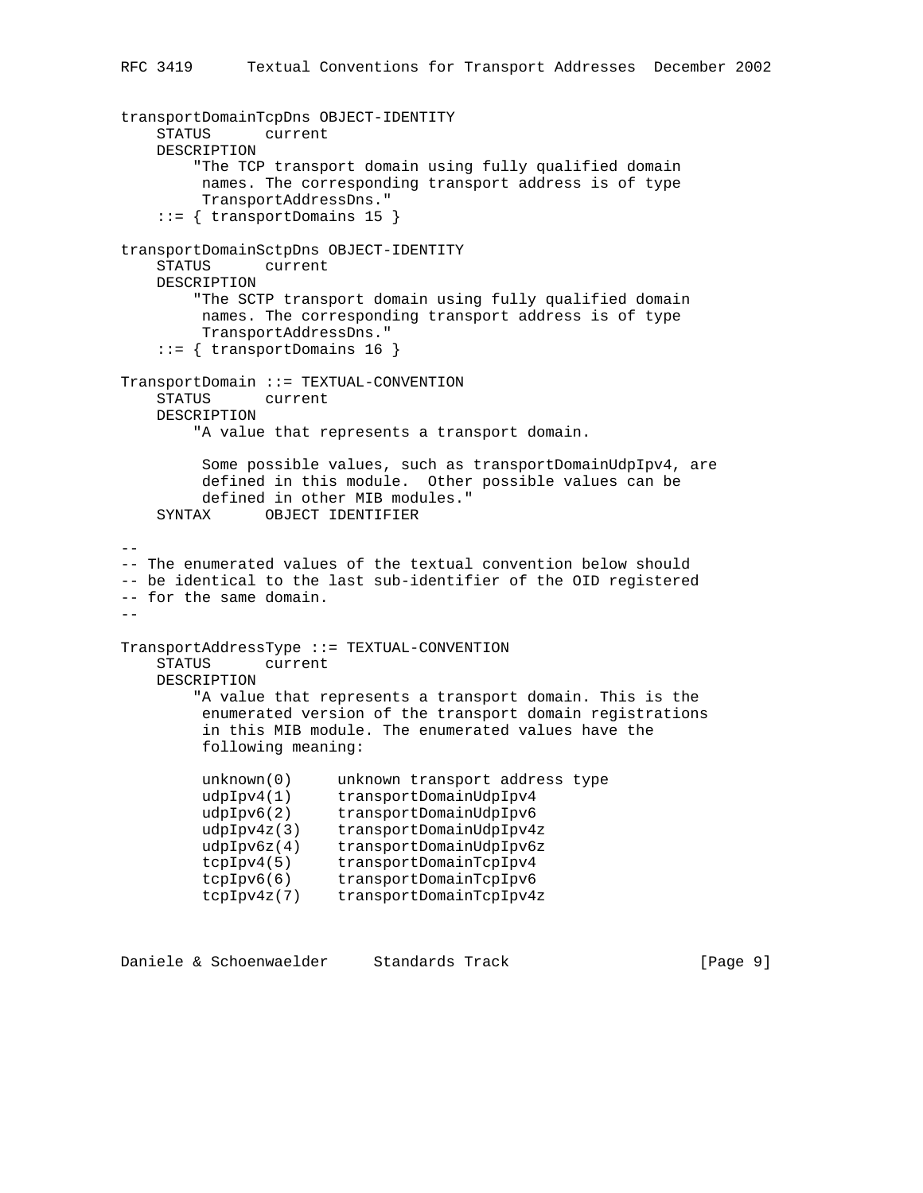```
transportDomainTcpDns OBJECT-IDENTITY
    STATUS      current
    DESCRIPTION
        "The TCP transport domain using fully qualified domain
         names. The corresponding transport address is of type
         TransportAddressDns."
    ::= { transportDomains 15 }

transportDomainSctpDns OBJECT-IDENTITY
    STATUS      current
    DESCRIPTION
        "The SCTP transport domain using fully qualified domain
         names. The corresponding transport address is of type
         TransportAddressDns."
    ::= { transportDomains 16 }

TransportDomain ::= TEXTUAL-CONVENTION
    STATUS      current
    DESCRIPTION
        "A value that represents a transport domain.

         Some possible values, such as transportDomainUdpIpv4, are
         defined in this module.  Other possible values can be
         defined in other MIB modules."
    SYNTAX      OBJECT IDENTIFIER

--
-- The enumerated values of the textual convention below should
-- be identical to the last sub-identifier of the OID registered
-- for the same domain.
--

TransportAddressType ::= TEXTUAL-CONVENTION
    STATUS      current
    DESCRIPTION
        "A value that represents a transport domain. This is the
         enumerated version of the transport domain registrations
         in this MIB module. The enumerated values have the
         following meaning:

         unknown(0)     unknown transport address type
         udpIpv4(1)     transportDomainUdpIpv4
         udpIpv6(2)     transportDomainUdpIpv6
         udpIpv4z(3)    transportDomainUdpIpv4z
         udpIpv6z(4)    transportDomainUdpIpv6z
         tcpIpv4(5)     transportDomainTcpIpv4
         tcpIpv6(6)     transportDomainTcpIpv6
         tcpIpv4z(7)    transportDomainTcpIpv4z
```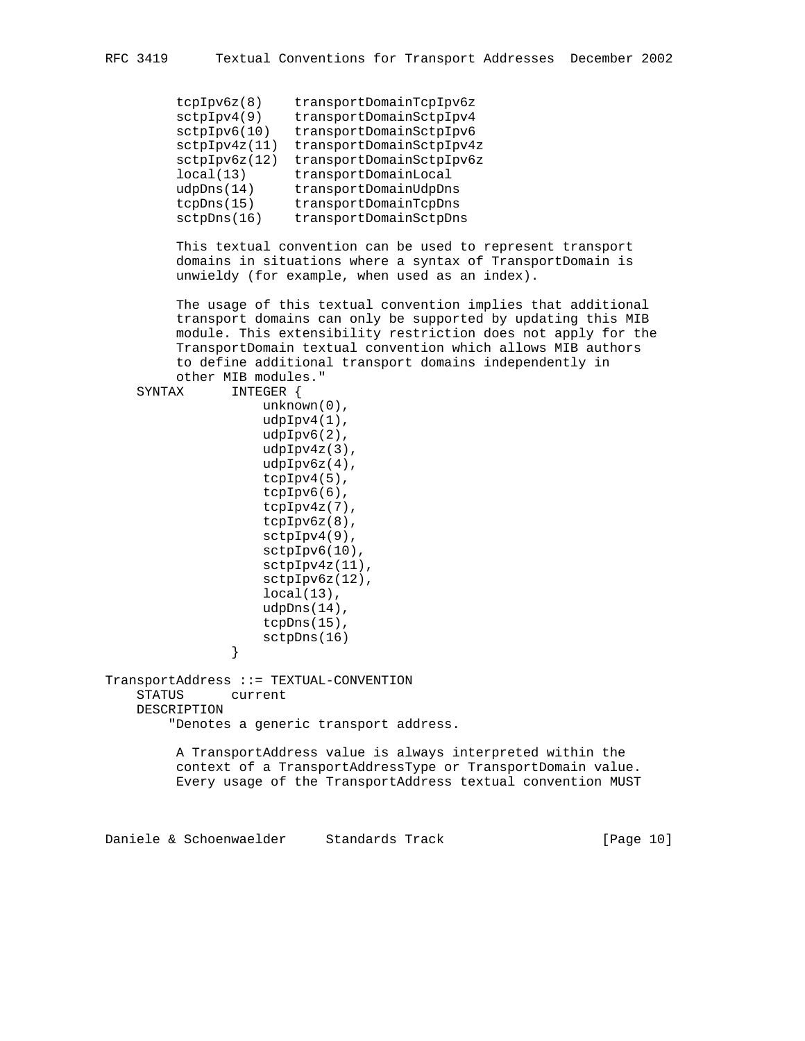```
        tcpIpv6z(8)    transportDomainTcpIpv6z
        sctpIpv4(9)    transportDomainSctpIpv4
        sctpIpv6(10)   transportDomainSctpIpv6
        sctpIpv4z(11)  transportDomainSctpIpv4z
        sctpIpv6z(12)  transportDomainSctpIpv6z
        local(13)      transportDomainLocal
        udpDns(14)     transportDomainUdpDns
        tcpDns(15)     transportDomainTcpDns
        sctpDns(16)    transportDomainSctpDns

        This textual convention can be used to represent transport
        domains in situations where a syntax of TransportDomain is
        unwieldy (for example, when used as an index).

        The usage of this textual convention implies that additional
        transport domains can only be supported by updating this MIB
        module. This extensibility restriction does not apply for the
        TransportDomain textual convention which allows MIB authors
        to define additional transport domains independently in
        other MIB modules."
    SYNTAX      INTEGER {
                    unknown(0),
                    udpIpv4(1),
                    udpIpv6(2),
                    udpIpv4z(3),
                    udpIpv6z(4),
                    tcpIpv4(5),
                    tcpIpv6(6),
                    tcpIpv4z(7),
                    tcpIpv6z(8),
                    sctpIpv4(9),
                    sctpIpv6(10),
                    sctpIpv4z(11),
                    sctpIpv6z(12),
                    local(13),
                    udpDns(14),
                    tcpDns(15),
                    sctpDns(16)
                }

TransportAddress ::= TEXTUAL-CONVENTION
    STATUS      current
    DESCRIPTION
        "Denotes a generic transport address.

         A TransportAddress value is always interpreted within the
         context of a TransportAddressType or TransportDomain value.
         Every usage of the TransportAddress textual convention MUST
```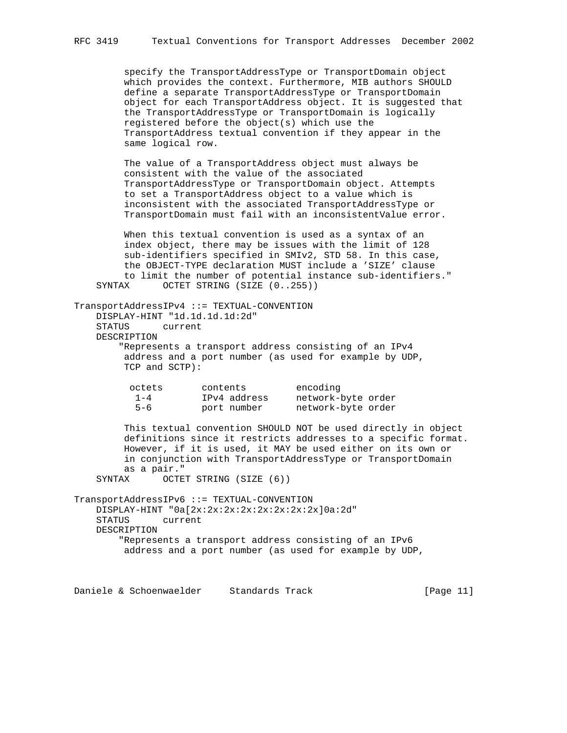```
        specify the TransportAddressType or TransportDomain object
        which provides the context. Furthermore, MIB authors SHOULD
        define a separate TransportAddressType or TransportDomain
        object for each TransportAddress object. It is suggested that
        the TransportAddressType or TransportDomain is logically
        registered before the object(s) which use the
        TransportAddress textual convention if they appear in the
        same logical row.

        The value of a TransportAddress object must always be
        consistent with the value of the associated
        TransportAddressType or TransportDomain object. Attempts
        to set a TransportAddress object to a value which is
        inconsistent with the associated TransportAddressType or
        TransportDomain must fail with an inconsistentValue error.

        When this textual convention is used as a syntax of an
        index object, there may be issues with the limit of 128
        sub-identifiers specified in SMIv2, STD 58. In this case,
        the OBJECT-TYPE declaration MUST include a 'SIZE' clause
        to limit the number of potential instance sub-identifiers."
    SYNTAX      OCTET STRING (SIZE (0..255))

TransportAddressIPv4 ::= TEXTUAL-CONVENTION
    DISPLAY-HINT "1d.1d.1d.1d:2d"
    STATUS      current
    DESCRIPTION
       "Represents a transport address consisting of an IPv4
        address and a port number (as used for example by UDP,
        TCP and SCTP):

         octets       contents         encoding
          1-4         IPv4 address     network-byte order
          5-6         port number      network-byte order

        This textual convention SHOULD NOT be used directly in object
        definitions since it restricts addresses to a specific format.
        However, if it is used, it MAY be used either on its own or
        in conjunction with TransportAddressType or TransportDomain
        as a pair."
    SYNTAX      OCTET STRING (SIZE (6))

TransportAddressIPv6 ::= TEXTUAL-CONVENTION
    DISPLAY-HINT "0a[2x:2x:2x:2x:2x:2x:2x:2x]0a:2d"
    STATUS      current
    DESCRIPTION
       "Represents a transport address consisting of an IPv6
        address and a port number (as used for example by UDP,
```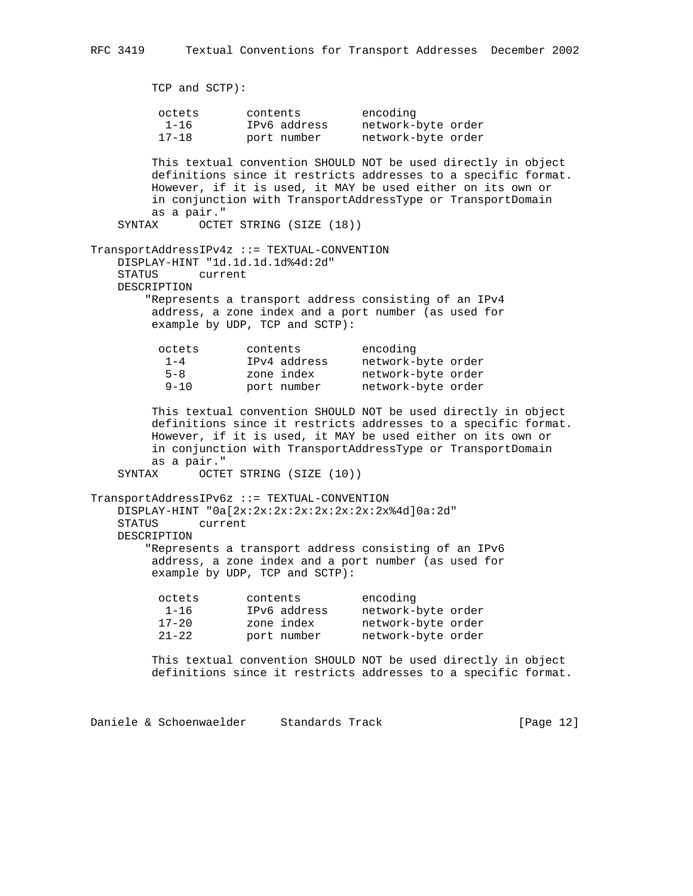```
        TCP and SCTP):

         octets       contents         encoding
          1-16        IPv6 address     network-byte order
         17-18        port number      network-byte order

        This textual convention SHOULD NOT be used directly in object
        definitions since it restricts addresses to a specific format.
        However, if it is used, it MAY be used either on its own or
        in conjunction with TransportAddressType or TransportDomain
        as a pair."
    SYNTAX      OCTET STRING (SIZE (18))

TransportAddressIPv4z ::= TEXTUAL-CONVENTION
    DISPLAY-HINT "1d.1d.1d.1d%4d:2d"
    STATUS      current
    DESCRIPTION
       "Represents a transport address consisting of an IPv4
        address, a zone index and a port number (as used for
        example by UDP, TCP and SCTP):

         octets       contents         encoding
          1-4         IPv4 address     network-byte order
          5-8         zone index       network-byte order
          9-10        port number      network-byte order

        This textual convention SHOULD NOT be used directly in object
        definitions since it restricts addresses to a specific format.
        However, if it is used, it MAY be used either on its own or
        in conjunction with TransportAddressType or TransportDomain
        as a pair."
    SYNTAX      OCTET STRING (SIZE (10))

TransportAddressIPv6z ::= TEXTUAL-CONVENTION
    DISPLAY-HINT "0a[2x:2x:2x:2x:2x:2x:2x:2x%4d]0a:2d"
    STATUS      current
    DESCRIPTION
       "Represents a transport address consisting of an IPv6
        address, a zone index and a port number (as used for
        example by UDP, TCP and SCTP):

         octets       contents         encoding
          1-16        IPv6 address     network-byte order
         17-20        zone index       network-byte order
         21-22        port number      network-byte order

        This textual convention SHOULD NOT be used directly in object
        definitions since it restricts addresses to a specific format.
```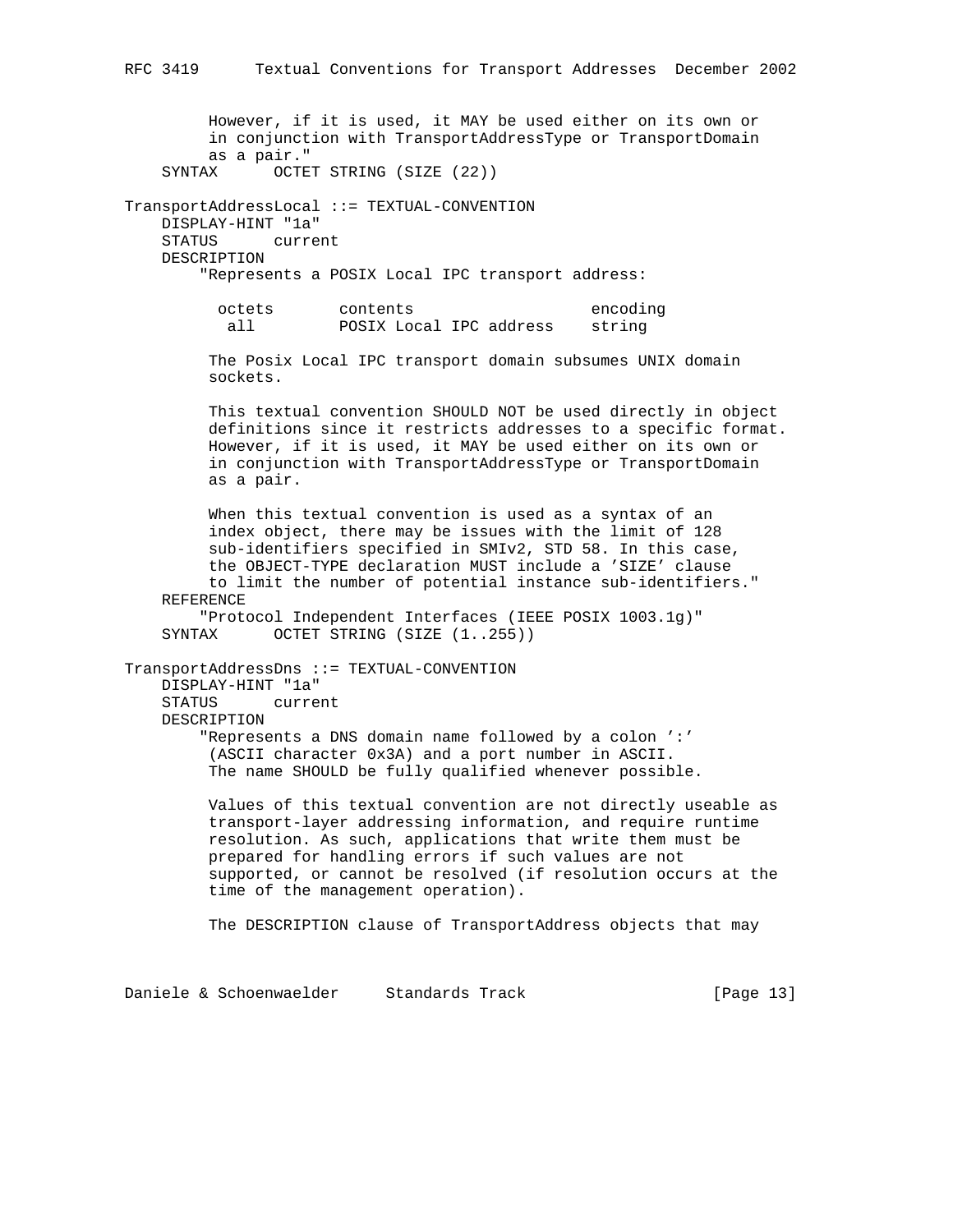```
         However, if it is used, it MAY be used either on its own or
         in conjunction with TransportAddressType or TransportDomain
         as a pair."
    SYNTAX      OCTET STRING (SIZE (22))

TransportAddressLocal ::= TEXTUAL-CONVENTION
    DISPLAY-HINT "1a"
    STATUS      current
    DESCRIPTION
        "Represents a POSIX Local IPC transport address:

          octets       contents                   encoding
           all         POSIX Local IPC address    string

         The Posix Local IPC transport domain subsumes UNIX domain
         sockets.

         This textual convention SHOULD NOT be used directly in object
         definitions since it restricts addresses to a specific format.
         However, if it is used, it MAY be used either on its own or
         in conjunction with TransportAddressType or TransportDomain
         as a pair.

         When this textual convention is used as a syntax of an
         index object, there may be issues with the limit of 128
         sub-identifiers specified in SMIv2, STD 58. In this case,
         the OBJECT-TYPE declaration MUST include a 'SIZE' clause
         to limit the number of potential instance sub-identifiers."
    REFERENCE
        "Protocol Independent Interfaces (IEEE POSIX 1003.1g)"
    SYNTAX      OCTET STRING (SIZE (1..255))

TransportAddressDns ::= TEXTUAL-CONVENTION
    DISPLAY-HINT "1a"
    STATUS      current
    DESCRIPTION
        "Represents a DNS domain name followed by a colon ':'
         (ASCII character 0x3A) and a port number in ASCII.
         The name SHOULD be fully qualified whenever possible.

         Values of this textual convention are not directly useable as
         transport-layer addressing information, and require runtime
         resolution. As such, applications that write them must be
         prepared for handling errors if such values are not
         supported, or cannot be resolved (if resolution occurs at the
         time of the management operation).

         The DESCRIPTION clause of TransportAddress objects that may
```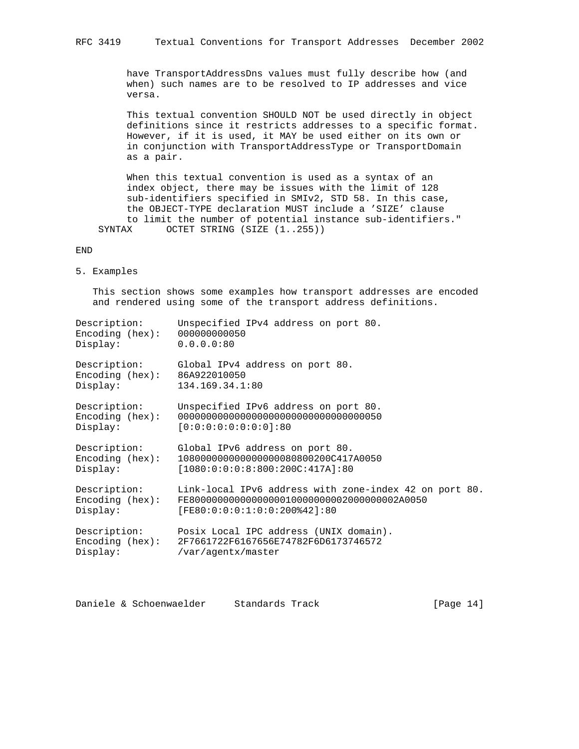```
        have TransportAddressDns values must fully describe how (and
        when) such names are to be resolved to IP addresses and vice
        versa.

        This textual convention SHOULD NOT be used directly in object
        definitions since it restricts addresses to a specific format.
        However, if it is used, it MAY be used either on its own or
        in conjunction with TransportAddressType or TransportDomain
        as a pair.

        When this textual convention is used as a syntax of an
        index object, there may be issues with the limit of 128
        sub-identifiers specified in SMIv2, STD 58. In this case,
        the OBJECT-TYPE declaration MUST include a 'SIZE' clause
        to limit the number of potential instance sub-identifiers."
    SYNTAX      OCTET STRING (SIZE (1..255))

END
```

## 5. Examples

This section shows some examples how transport addresses are encoded and rendered using some of the transport address definitions.

```
Description:      Unspecified IPv4 address on port 80.
Encoding (hex):   000000000050
Display:          0.0.0.0:80

Description:      Global IPv4 address on port 80.
Encoding (hex):   86A922010050
Display:          134.169.34.1:80

Description:      Unspecified IPv6 address on port 80.
Encoding (hex):   000000000000000000000000000000000050
Display:          [0:0:0:0:0:0:0:0]:80

Description:      Global IPv6 address on port 80.
Encoding (hex):   108000000000000000080800200C417A0050
Display:          [1080:0:0:0:8:800:200C:417A]:80

Description:      Link-local IPv6 address with zone-index 42 on port 80.
Encoding (hex):   FE800000000000000001000000002000000002A0050
Display:          [FE80:0:0:0:1:0:0:200%42]:80

Description:      Posix Local IPC address (UNIX domain).
Encoding (hex):   2F7661722F6167656E74782F6D6173746572
Display:          /var/agentx/master
```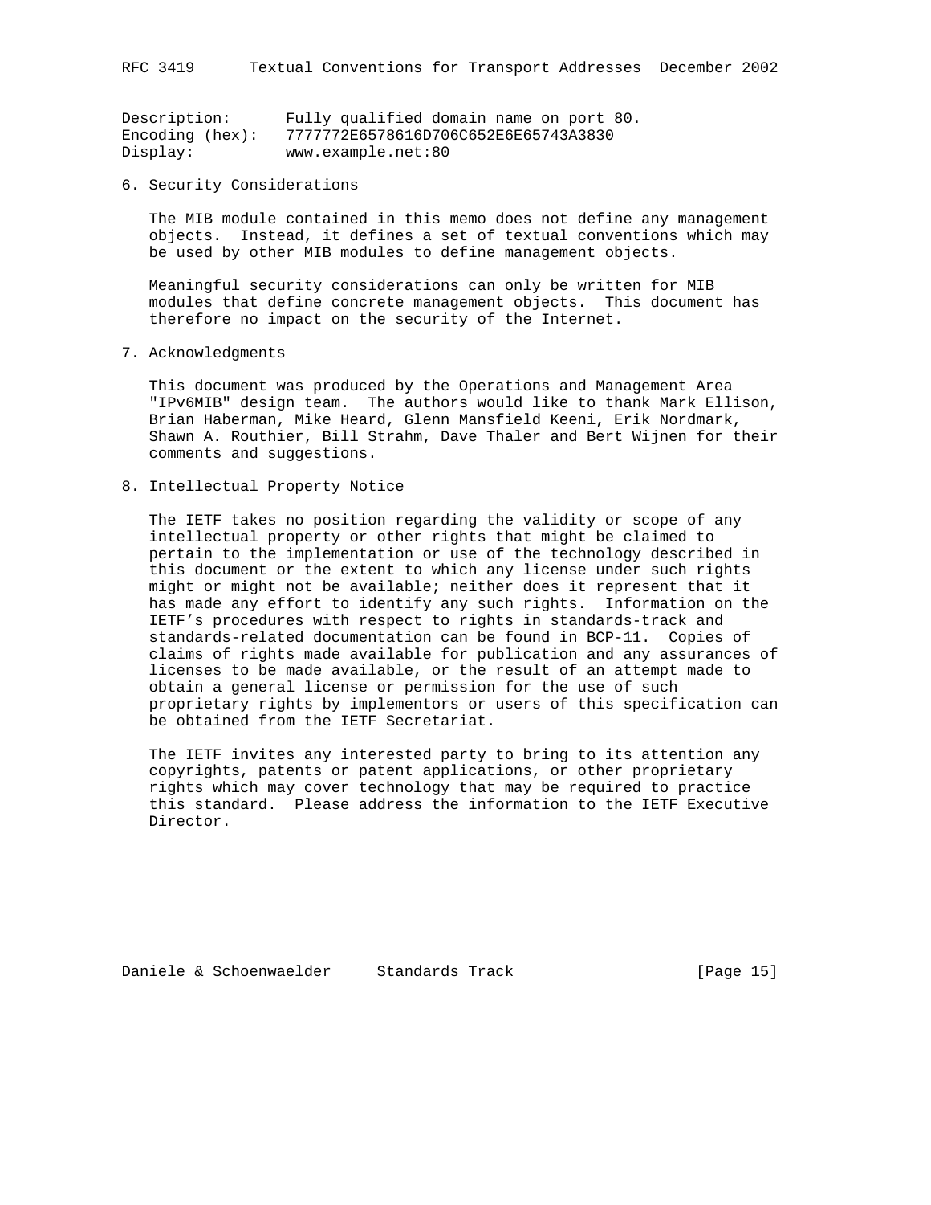Description:      Fully qualified domain name on port 80.
Encoding (hex):   7777772E6578616D706C652E6E65743A3830
Display:          www.example.net:80

## 6. Security Considerations

The MIB module contained in this memo does not define any management objects. Instead, it defines a set of textual conventions which may be used by other MIB modules to define management objects.

Meaningful security considerations can only be written for MIB modules that define concrete management objects. This document has therefore no impact on the security of the Internet.

## 7. Acknowledgments

This document was produced by the Operations and Management Area "IPv6MIB" design team. The authors would like to thank Mark Ellison, Brian Haberman, Mike Heard, Glenn Mansfield Keeni, Erik Nordmark, Shawn A. Routhier, Bill Strahm, Dave Thaler and Bert Wijnen for their comments and suggestions.

## 8. Intellectual Property Notice

The IETF takes no position regarding the validity or scope of any intellectual property or other rights that might be claimed to pertain to the implementation or use of the technology described in this document or the extent to which any license under such rights might or might not be available; neither does it represent that it has made any effort to identify any such rights. Information on the IETF's procedures with respect to rights in standards-track and standards-related documentation can be found in BCP-11. Copies of claims of rights made available for publication and any assurances of licenses to be made available, or the result of an attempt made to obtain a general license or permission for the use of such proprietary rights by implementors or users of this specification can be obtained from the IETF Secretariat.

The IETF invites any interested party to bring to its attention any copyrights, patents or patent applications, or other proprietary rights which may cover technology that may be required to practice this standard. Please address the information to the IETF Executive Director.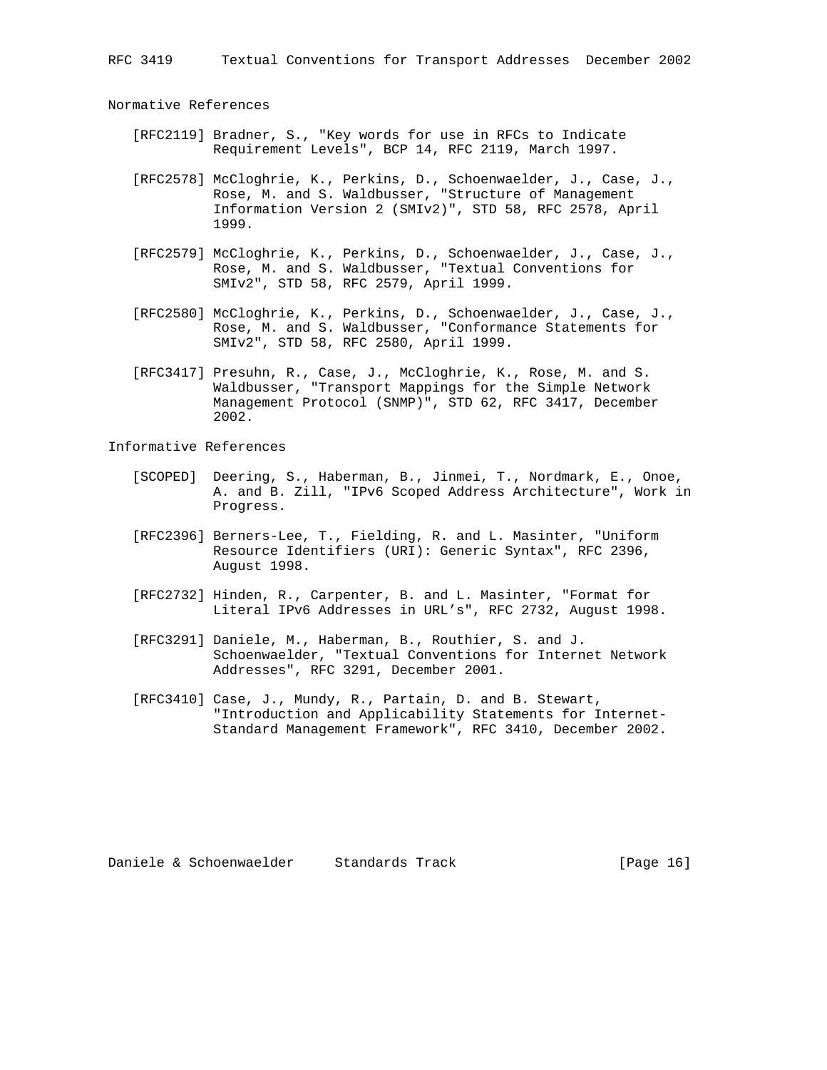## Normative References

[RFC2119] Bradner, S., "Key words for use in RFCs to Indicate Requirement Levels", BCP 14, RFC 2119, March 1997.

[RFC2578] McCloghrie, K., Perkins, D., Schoenwaelder, J., Case, J., Rose, M. and S. Waldbusser, "Structure of Management Information Version 2 (SMIv2)", STD 58, RFC 2578, April 1999.

[RFC2579] McCloghrie, K., Perkins, D., Schoenwaelder, J., Case, J., Rose, M. and S. Waldbusser, "Textual Conventions for SMIv2", STD 58, RFC 2579, April 1999.

[RFC2580] McCloghrie, K., Perkins, D., Schoenwaelder, J., Case, J., Rose, M. and S. Waldbusser, "Conformance Statements for SMIv2", STD 58, RFC 2580, April 1999.

[RFC3417] Presuhn, R., Case, J., McCloghrie, K., Rose, M. and S. Waldbusser, "Transport Mappings for the Simple Network Management Protocol (SNMP)", STD 62, RFC 3417, December 2002.

## Informative References

[SCOPED] Deering, S., Haberman, B., Jinmei, T., Nordmark, E., Onoe, A. and B. Zill, "IPv6 Scoped Address Architecture", Work in Progress.

[RFC2396] Berners-Lee, T., Fielding, R. and L. Masinter, "Uniform Resource Identifiers (URI): Generic Syntax", RFC 2396, August 1998.

[RFC2732] Hinden, R., Carpenter, B. and L. Masinter, "Format for Literal IPv6 Addresses in URL's", RFC 2732, August 1998.

[RFC3291] Daniele, M., Haberman, B., Routhier, S. and J. Schoenwaelder, "Textual Conventions for Internet Network Addresses", RFC 3291, December 2001.

[RFC3410] Case, J., Mundy, R., Partain, D. and B. Stewart, "Introduction and Applicability Statements for Internet-Standard Management Framework", RFC 3410, December 2002.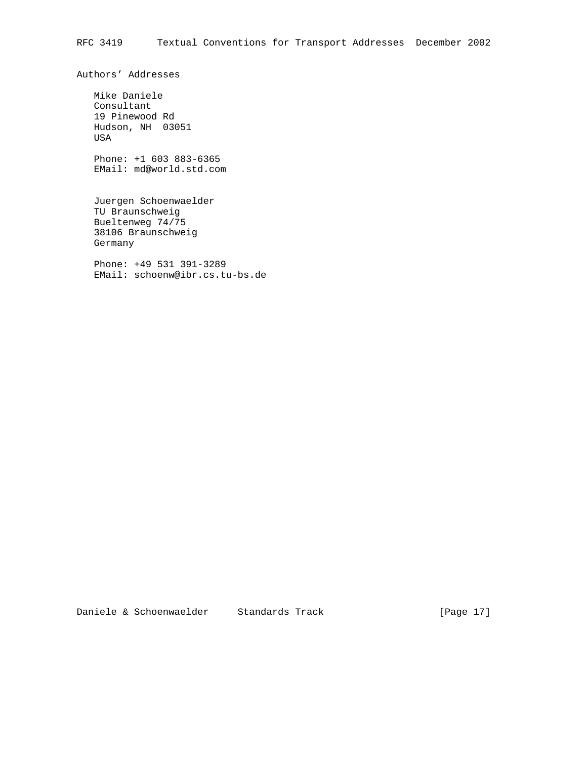## Authors' Addresses

Mike Daniele
Consultant
19 Pinewood Rd
Hudson, NH 03051
USA

Phone: +1 603 883-6365
EMail: md@world.std.com

Juergen Schoenwaelder
TU Braunschweig
Bueltenweg 74/75
38106 Braunschweig
Germany

Phone: +49 531 391-3289
EMail: schoenw@ibr.cs.tu-bs.de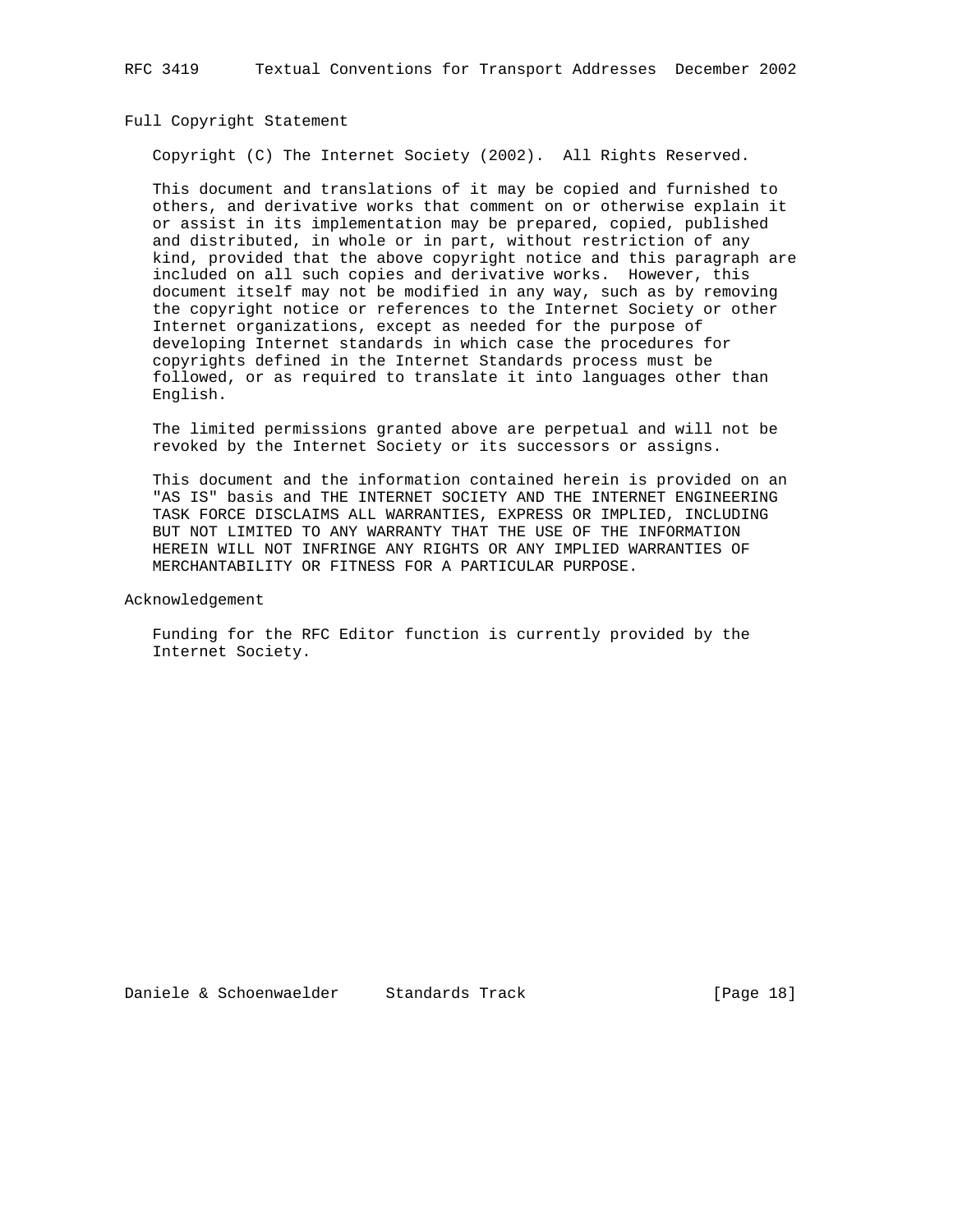## Full Copyright Statement

Copyright (C) The Internet Society (2002). All Rights Reserved.

This document and translations of it may be copied and furnished to others, and derivative works that comment on or otherwise explain it or assist in its implementation may be prepared, copied, published and distributed, in whole or in part, without restriction of any kind, provided that the above copyright notice and this paragraph are included on all such copies and derivative works. However, this document itself may not be modified in any way, such as by removing the copyright notice or references to the Internet Society or other Internet organizations, except as needed for the purpose of developing Internet standards in which case the procedures for copyrights defined in the Internet Standards process must be followed, or as required to translate it into languages other than English.

The limited permissions granted above are perpetual and will not be revoked by the Internet Society or its successors or assigns.

This document and the information contained herein is provided on an "AS IS" basis and THE INTERNET SOCIETY AND THE INTERNET ENGINEERING TASK FORCE DISCLAIMS ALL WARRANTIES, EXPRESS OR IMPLIED, INCLUDING BUT NOT LIMITED TO ANY WARRANTY THAT THE USE OF THE INFORMATION HEREIN WILL NOT INFRINGE ANY RIGHTS OR ANY IMPLIED WARRANTIES OF MERCHANTABILITY OR FITNESS FOR A PARTICULAR PURPOSE.

## Acknowledgement

Funding for the RFC Editor function is currently provided by the Internet Society.